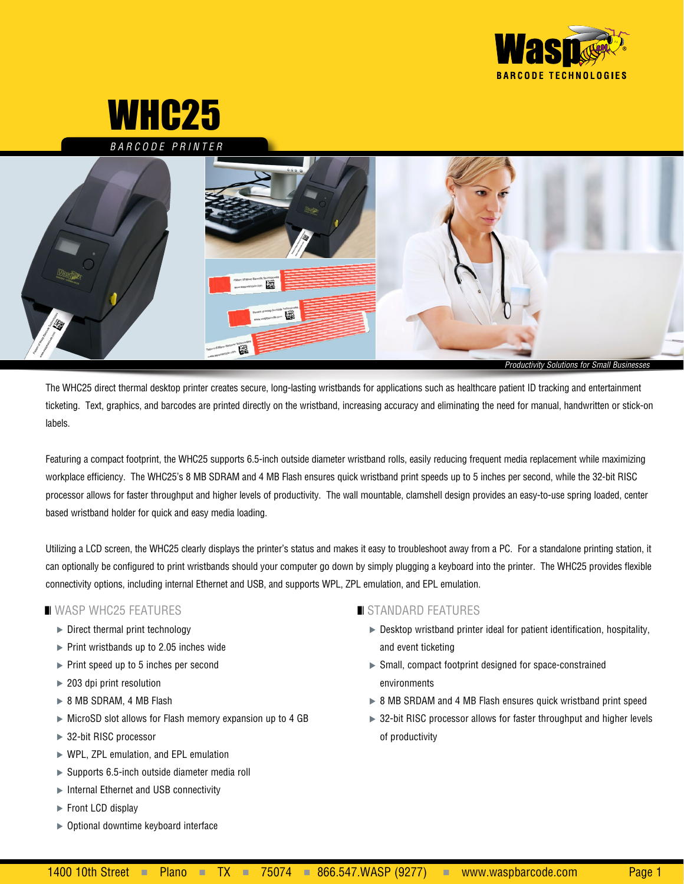# WHC25

*BARCODE PRINTER*

*Productivity Solutions for Small Businesses*

The WHC25 direct thermal desktop printer creates secure, long-lasting wristbands for applications such as healthcare patient ID tracking and entertainment ticketing. Text, graphics, and barcodes are printed directly on the wristband, increasing accuracy and eliminating the need for manual, handwritten or stick-on labels.

Featuring a compact footprint, the WHC25 supports 6.5-inch outside diameter wristband rolls, easily reducing frequent media replacement while maximizing workplace efficiency. The WHC25's 8 MB SDRAM and 4 MB Flash ensures quick wristband print speeds up to 5 inches per second, while the 32-bit RISC processor allows for faster throughput and higher levels of productivity. The wall mountable, clamshell design provides an easy-to-use spring loaded, center based wristband holder for quick and easy media loading.

Utilizing a LCD screen, the WHC25 clearly displays the printer's status and makes it easy to troubleshoot away from a PC. For a standalone printing station, it can optionally be configured to print wristbands should your computer go down by simply plugging a keyboard into the printer. The WHC25 provides flexible connectivity options, including internal Ethernet and USB, and supports WPL, ZPL emulation, and EPL emulation.

## WASP WHC25 FEATURES

- Direct thermal print technology
- Print wristbands up to 2.05 inches wide
- Print speed up to 5 inches per second
- 203 dpi print resolution
- 8 MB SDRAM, 4 MB Flash
- MicroSD slot allows for Flash memory expansion up to 4 GB
- 32-bit RISC processor
- WPL, ZPL emulation, and EPL emulation
- Supports 6.5-inch outside diameter media roll
- Internal Ethernet and USB connectivity
- Front LCD display
- Optional downtime keyboard interface

## STANDARD FEATURES

- Desktop wristband printer ideal for patient identification, hospitality, and event ticketing
- Small, compact footprint designed for space-constrained environments
- 8 MB SRDAM and 4 MB Flash ensures quick wristband print speed
- 32-bit RISC processor allows for faster throughput and higher levels of productivity

1400 10th Street ▪ Plano ▪ TX ▪ 75074 ▪ 866.547.WASP (9277) ▪ www.waspbarcode.com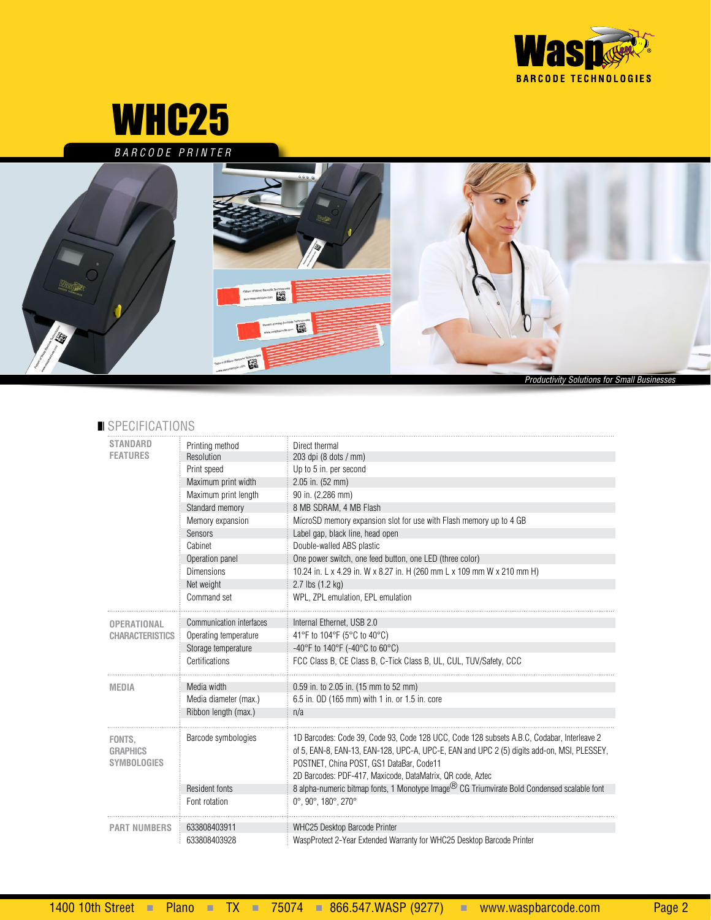# WHC25

*BARCODE PRINTER*

*Productivity Solutions for Small Businesses*

## SPECIFICATIONS

| | | |
|---|---|---|
| **STANDARD FEATURES** | Printing method | Direct thermal |
| | Resolution | 203 dpi (8 dots / mm) |
| | Print speed | Up to 5 in. per second |
| | Maximum print width | 2.05 in. (52 mm) |
| | Maximum print length | 90 in. (2,286 mm) |
| | Standard memory | 8 MB SDRAM, 4 MB Flash |
| | Memory expansion | MicroSD memory expansion slot for use with Flash memory up to 4 GB |
| | Sensors | Label gap, black line, head open |
| | Cabinet | Double-walled ABS plastic |
| | Operation panel | One power switch, one feed button, one LED (three color) |
| | Dimensions | 10.24 in. L x 4.29 in. W x 8.27 in. H (260 mm L x 109 mm W x 210 mm H) |
| | Net weight | 2.7 lbs (1.2 kg) |
| | Command set | WPL, ZPL emulation, EPL emulation |
| **OPERATIONAL CHARACTERISTICS** | Communication interfaces | Internal Ethernet, USB 2.0 |
| | Operating temperature | 41°F to 104°F (5°C to 40°C) |
| | Storage temperature | -40°F to 140°F (-40°C to 60°C) |
| | Certifications | FCC Class B, CE Class B, C-Tick Class B, UL, CUL, TUV/Safety, CCC |
| **MEDIA** | Media width | 0.59 in. to 2.05 in. (15 mm to 52 mm) |
| | Media diameter (max.) | 6.5 in. OD (165 mm) with 1 in. or 1.5 in. core |
| | Ribbon length (max.) | n/a |
| **FONTS, GRAPHICS SYMBOLOGIES** | Barcode symbologies | 1D Barcodes: Code 39, Code 93, Code 128 UCC, Code 128 subsets A.B.C, Codabar, Interleave 2 of 5, EAN-8, EAN-13, EAN-128, UPC-A, UPC-E, EAN and UPC 2 (5) digits add-on, MSI, PLESSEY, POSTNET, China POST, GS1 DataBar, Code11<br>2D Barcodes: PDF-417, Maxicode, DataMatrix, QR code, Aztec |
| | Resident fonts | 8 alpha-numeric bitmap fonts, 1 Monotype Image® CG Triumvirate Bold Condensed scalable font |
| | Font rotation | 0°, 90°, 180°, 270° |
| **PART NUMBERS** | 633808403911 | WHC25 Desktop Barcode Printer |
| | 633808403928 | WaspProtect 2-Year Extended Warranty for WHC25 Desktop Barcode Printer |

1400 10th Street ■ Plano ■ TX ■ 75074 ■ 866.547.WASP (9277) ■ www.waspbarcode.com